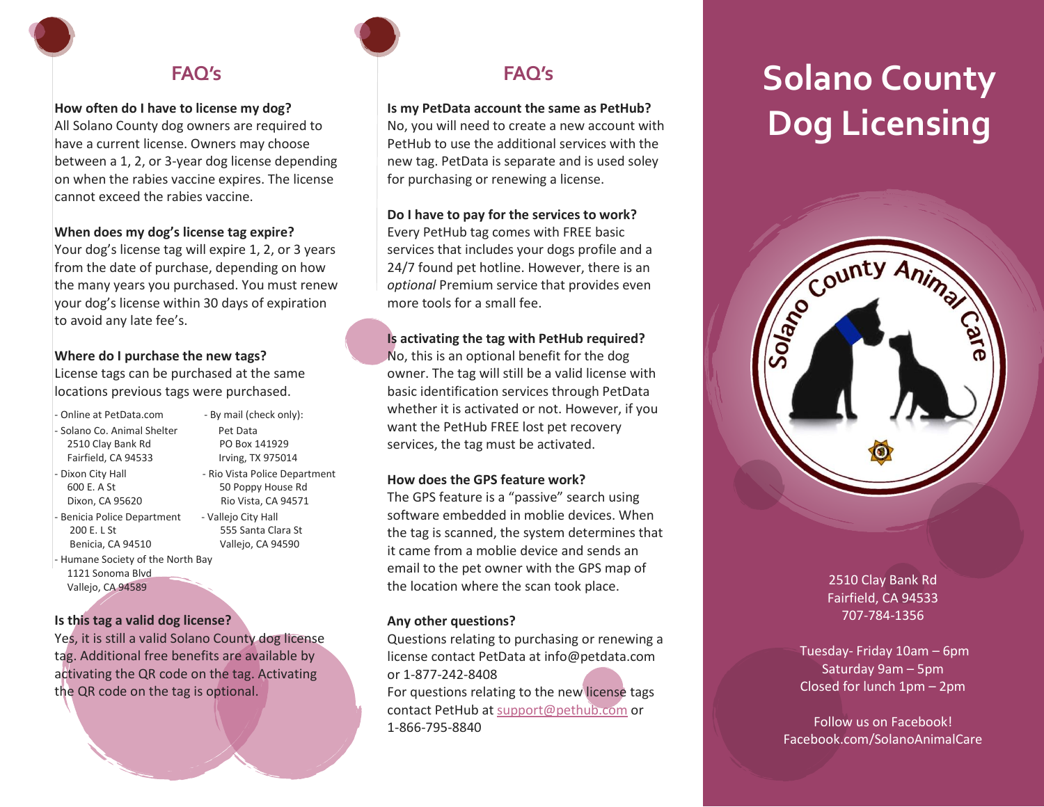## FAQ's

**How often do I have to license my dog?**
All Solano County dog owners are required to have a current license. Owners may choose between a 1, 2, or 3-year dog license depending on when the rabies vaccine expires. The license cannot exceed the rabies vaccine.

**When does my dog's license tag expire?**
Your dog's license tag will expire 1, 2, or 3 years from the date of purchase, depending on how the many years you purchased. You must renew your dog's license within 30 days of expiration to avoid any late fee's.

**Where do I purchase the new tags?**
License tags can be purchased at the same locations previous tags were purchased.

- Online at PetData.com
- Solano Co. Animal Shelter
  2510 Clay Bank Rd
  Fairfield, CA 94533
- Dixon City Hall
  600 E. A St
  Dixon, CA 95620
- Benicia Police Department
  200 E. L St
  Benicia, CA 94510
- Humane Society of the North Bay
  1121 Sonoma Blvd
  Vallejo, CA 94589
- By mail (check only):
  Pet Data
  PO Box 141929
  Irving, TX 975014
- Rio Vista Police Department
  50 Poppy House Rd
  Rio Vista, CA 94571
- Vallejo City Hall
  555 Santa Clara St
  Vallejo, CA 94590

**Is this tag a valid dog license?**
Yes, it is still a valid Solano County dog license tag. Additional free benefits are available by activating the QR code on the tag. Activating the QR code on the tag is optional.

## FAQ's

**Is my PetData account the same as PetHub?**
No, you will need to create a new account with PetHub to use the additional services with the new tag. PetData is separate and is used soley for purchasing or renewing a license.

**Do I have to pay for the services to work?**
Every PetHub tag comes with FREE basic services that includes your dogs profile and a 24/7 found pet hotline. However, there is an *optional* Premium service that provides even more tools for a small fee.

**Is activating the tag with PetHub required?**
No, this is an optional benefit for the dog owner. The tag will still be a valid license with basic identification services through PetData whether it is activated or not. However, if you want the PetHub FREE lost pet recovery services, the tag must be activated.

**How does the GPS feature work?**
The GPS feature is a "passive" search using software embedded in moblie devices. When the tag is scanned, the system determines that it came from a moblie device and sends an email to the pet owner with the GPS map of the location where the scan took place.

**Any other questions?**
Questions relating to purchasing or renewing a license contact PetData at info@petdata.com or 1-877-242-8408
For questions relating to the new license tags contact PetHub at support@pethub.com or 1-866-795-8840

# Solano County Dog Licensing

Solano County Animal Care

2510 Clay Bank Rd
Fairfield, CA 94533
707-784-1356

Tuesday- Friday 10am – 6pm
Saturday 9am – 5pm
Closed for lunch 1pm – 2pm

Follow us on Facebook!
Facebook.com/SolanoAnimalCare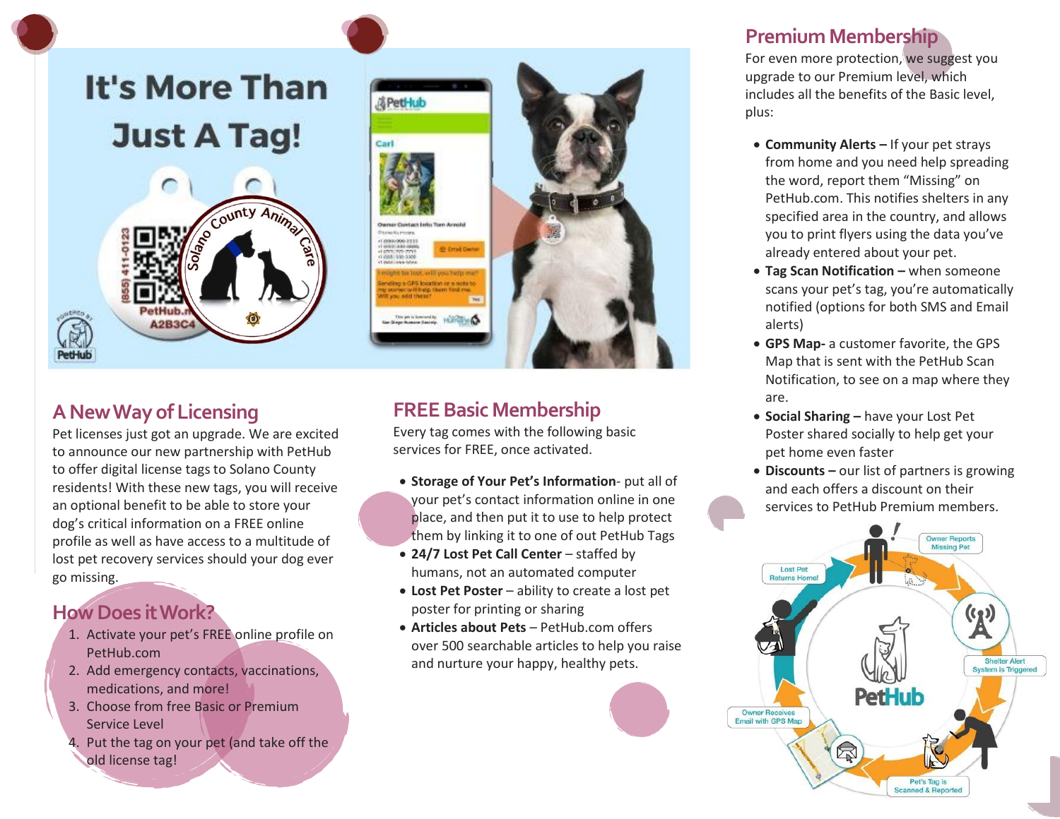## A New Way of Licensing

Pet licenses just got an upgrade. We are excited to announce our new partnership with PetHub to offer digital license tags to Solano County residents! With these new tags, you will receive an optional benefit to be able to store your dog's critical information on a FREE online profile as well as have access to a multitude of lost pet recovery services should your dog ever go missing.

## How Does it Work?

1. Activate your pet's FREE online profile on PetHub.com
2. Add emergency contacts, vaccinations, medications, and more!
3. Choose from free Basic or Premium Service Level
4. Put the tag on your pet (and take off the old license tag!

## FREE Basic Membership

Every tag comes with the following basic services for FREE, once activated.

- **Storage of Your Pet's Information**- put all of your pet's contact information online in one place, and then put it to use to help protect them by linking it to one of out PetHub Tags
- **24/7 Lost Pet Call Center** – staffed by humans, not an automated computer
- **Lost Pet Poster** – ability to create a lost pet poster for printing or sharing
- **Articles about Pets** – PetHub.com offers over 500 searchable articles to help you raise and nurture your happy, healthy pets.

## Premium Membership

For even more protection, we suggest you upgrade to our Premium level, which includes all the benefits of the Basic level, plus:

- **Community Alerts –** If your pet strays from home and you need help spreading the word, report them "Missing" on PetHub.com. This notifies shelters in any specified area in the country, and allows you to print flyers using the data you've already entered about your pet.
- **Tag Scan Notification –** when someone scans your pet's tag, you're automatically notified (options for both SMS and Email alerts)
- **GPS Map-** a customer favorite, the GPS Map that is sent with the PetHub Scan Notification, to see on a map where they are.
- **Social Sharing –** have your Lost Pet Poster shared socially to help get your pet home even faster
- **Discounts –** our list of partners is growing and each offers a discount on their services to PetHub Premium members.